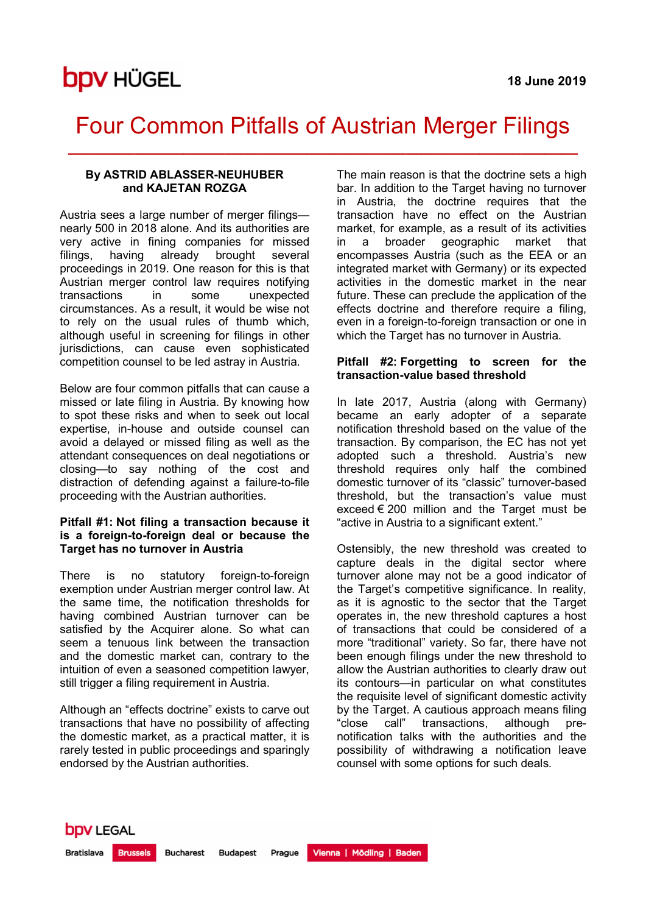18 June 2019

# Four Common Pitfalls of Austrian Merger Filings

**By ASTRID ABLASSER-NEUHUBER and KAJETAN ROZGA**

Austria sees a large number of merger filings—nearly 500 in 2018 alone. And its authorities are very active in fining companies for missed filings, having already brought several proceedings in 2019. One reason for this is that Austrian merger control law requires notifying transactions in some unexpected circumstances. As a result, it would be wise not to rely on the usual rules of thumb which, although useful in screening for filings in other jurisdictions, can cause even sophisticated competition counsel to be led astray in Austria.

Below are four common pitfalls that can cause a missed or late filing in Austria. By knowing how to spot these risks and when to seek out local expertise, in-house and outside counsel can avoid a delayed or missed filing as well as the attendant consequences on deal negotiations or closing—to say nothing of the cost and distraction of defending against a failure-to-file proceeding with the Austrian authorities.

**Pitfall #1: Not filing a transaction because it is a foreign-to-foreign deal or because the Target has no turnover in Austria**

There is no statutory foreign-to-foreign exemption under Austrian merger control law. At the same time, the notification thresholds for having combined Austrian turnover can be satisfied by the Acquirer alone. So what can seem a tenuous link between the transaction and the domestic market can, contrary to the intuition of even a seasoned competition lawyer, still trigger a filing requirement in Austria.

Although an "effects doctrine" exists to carve out transactions that have no possibility of affecting the domestic market, as a practical matter, it is rarely tested in public proceedings and sparingly endorsed by the Austrian authorities.

The main reason is that the doctrine sets a high bar. In addition to the Target having no turnover in Austria, the doctrine requires that the transaction have no effect on the Austrian market, for example, as a result of its activities in a broader geographic market that encompasses Austria (such as the EEA or an integrated market with Germany) or its expected activities in the domestic market in the near future. These can preclude the application of the effects doctrine and therefore require a filing, even in a foreign-to-foreign transaction or one in which the Target has no turnover in Austria.

**Pitfall #2: Forgetting to screen for the transaction-value based threshold**

In late 2017, Austria (along with Germany) became an early adopter of a separate notification threshold based on the value of the transaction. By comparison, the EC has not yet adopted such a threshold. Austria's new threshold requires only half the combined domestic turnover of its "classic" turnover-based threshold, but the transaction's value must exceed € 200 million and the Target must be "active in Austria to a significant extent."

Ostensibly, the new threshold was created to capture deals in the digital sector where turnover alone may not be a good indicator of the Target's competitive significance. In reality, as it is agnostic to the sector that the Target operates in, the new threshold captures a host of transactions that could be considered of a more "traditional" variety. So far, there have not been enough filings under the new threshold to allow the Austrian authorities to clearly draw out its contours—in particular on what constitutes the requisite level of significant domestic activity by the Target. A cautious approach means filing "close call" transactions, although pre-notification talks with the authorities and the possibility of withdrawing a notification leave counsel with some options for such deals.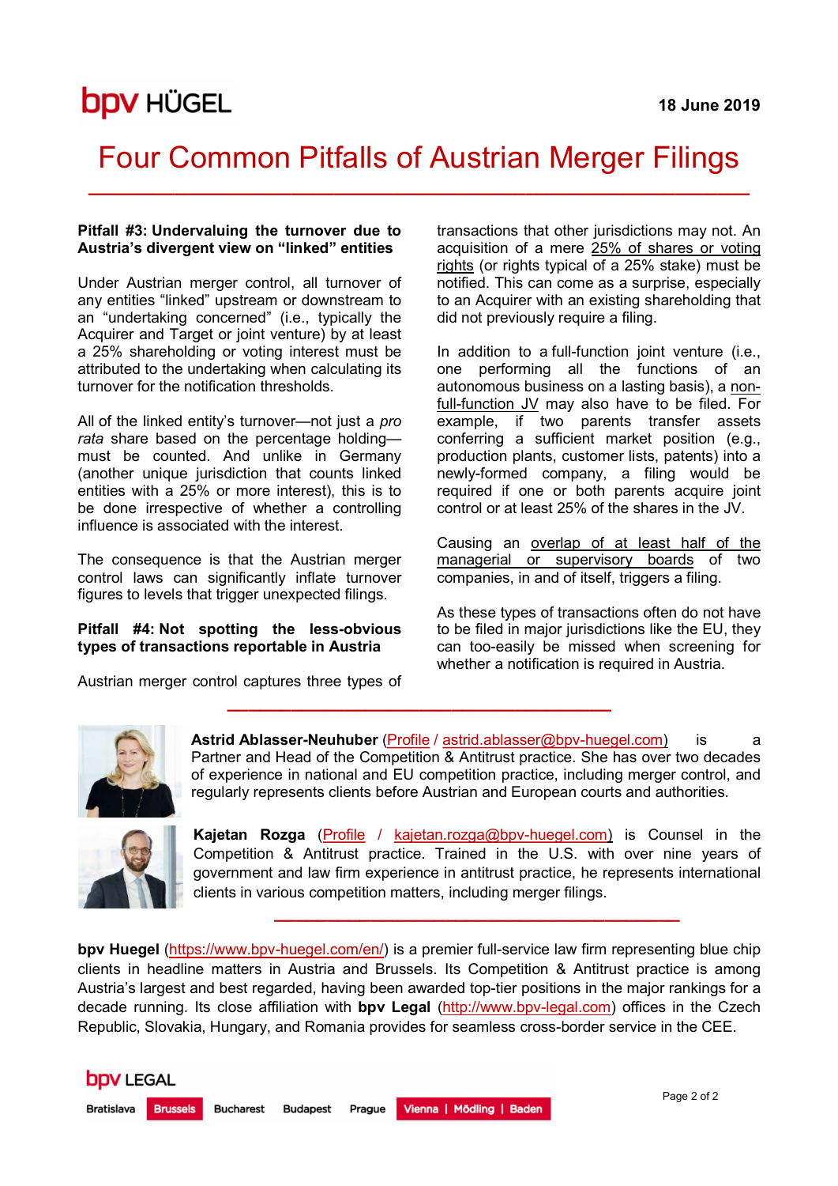# Four Common Pitfalls of Austrian Merger Filings

**Pitfall #3: Undervaluing the turnover due to Austria's divergent view on "linked" entities**

Under Austrian merger control, all turnover of any entities "linked" upstream or downstream to an "undertaking concerned" (i.e., typically the Acquirer and Target or joint venture) by at least a 25% shareholding or voting interest must be attributed to the undertaking when calculating its turnover for the notification thresholds.

All of the linked entity's turnover—not just a *pro rata* share based on the percentage holding—must be counted. And unlike in Germany (another unique jurisdiction that counts linked entities with a 25% or more interest), this is to be done irrespective of whether a controlling influence is associated with the interest.

The consequence is that the Austrian merger control laws can significantly inflate turnover figures to levels that trigger unexpected filings.

**Pitfall #4: Not spotting the less-obvious types of transactions reportable in Austria**

Austrian merger control captures three types of transactions that other jurisdictions may not. An acquisition of a mere 25% of shares or voting rights (or rights typical of a 25% stake) must be notified. This can come as a surprise, especially to an Acquirer with an existing shareholding that did not previously require a filing.

In addition to a full-function joint venture (i.e., one performing all the functions of an autonomous business on a lasting basis), a non-full-function JV may also have to be filed. For example, if two parents transfer assets conferring a sufficient market position (e.g., production plants, customer lists, patents) into a newly-formed company, a filing would be required if one or both parents acquire joint control or at least 25% of the shares in the JV.

Causing an overlap of at least half of the managerial or supervisory boards of two companies, in and of itself, triggers a filing.

As these types of transactions often do not have to be filed in major jurisdictions like the EU, they can too-easily be missed when screening for whether a notification is required in Austria.

---

**Astrid Ablasser-Neuhuber** (Profile / astrid.ablasser@bpv-huegel.com) is a Partner and Head of the Competition & Antitrust practice. She has over two decades of experience in national and EU competition practice, including merger control, and regularly represents clients before Austrian and European courts and authorities.

**Kajetan Rozga** (Profile / kajetan.rozga@bpv-huegel.com) is Counsel in the Competition & Antitrust practice. Trained in the U.S. with over nine years of government and law firm experience in antitrust practice, he represents international clients in various competition matters, including merger filings.

---

**bpv Huegel** (https://www.bpv-huegel.com/en/) is a premier full-service law firm representing blue chip clients in headline matters in Austria and Brussels. Its Competition & Antitrust practice is among Austria's largest and best regarded, having been awarded top-tier positions in the major rankings for a decade running. Its close affiliation with **bpv Legal** (http://www.bpv-legal.com) offices in the Czech Republic, Slovakia, Hungary, and Romania provides for seamless cross-border service in the CEE.

Bratislava | Brussels | Bucharest | Budapest | Prague | Vienna | Mödling | Baden